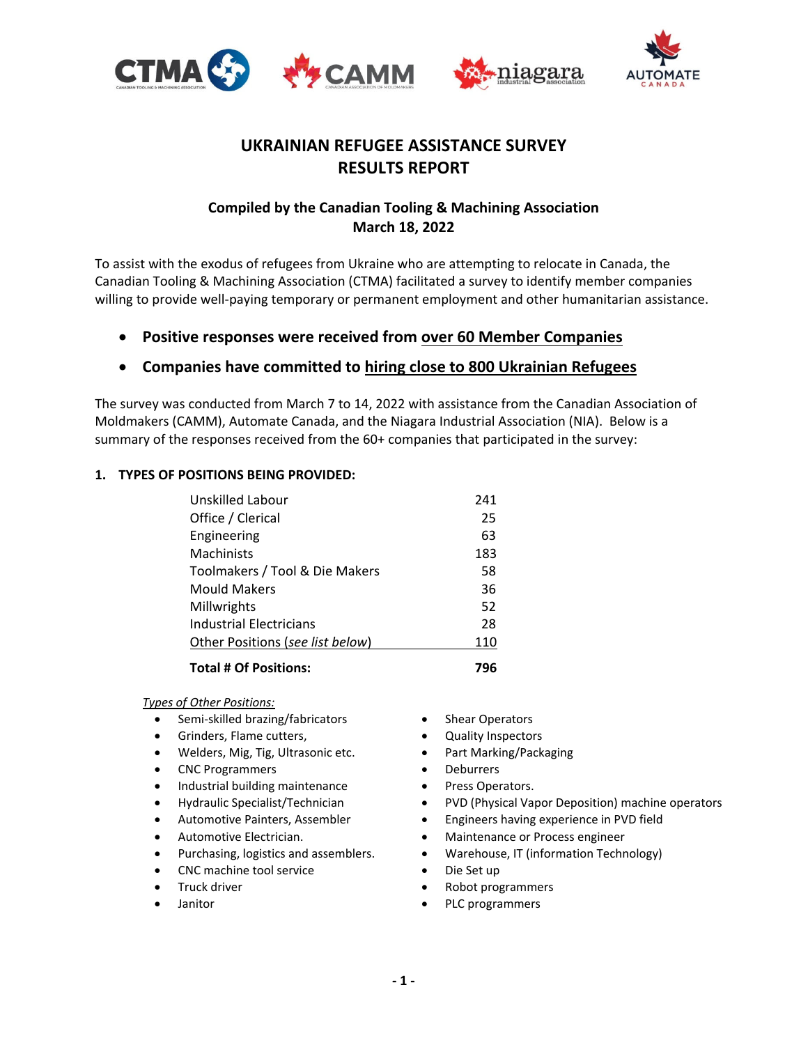# UKRAINIAN REFUGEE ASSISTANCE SURVEY RESULTS REPORT

### Compiled by the Canadian Tooling & Machining Association March 18, 2022

To assist with the exodus of refugees from Ukraine who are attempting to relocate in Canada, the Canadian Tooling & Machining Association (CTMA) facilitated a survey to identify member companies willing to provide well-paying temporary or permanent employment and other humanitarian assistance.

- **Positive responses were received from <u>over 60 Member Companies</u>**
- **Companies have committed to <u>hiring close to 800 Ukrainian Refugees</u>**

The survey was conducted from March 7 to 14, 2022 with assistance from the Canadian Association of Moldmakers (CAMM), Automate Canada, and the Niagara Industrial Association (NIA). Below is a summary of the responses received from the 60+ companies that participated in the survey:

## 1. TYPES OF POSITIONS BEING PROVIDED:

| Position | Number |
|---|---|
| Unskilled Labour | 241 |
| Office / Clerical | 25 |
| Engineering | 63 |
| Machinists | 183 |
| Toolmakers / Tool & Die Makers | 58 |
| Mould Makers | 36 |
| Millwrights | 52 |
| Industrial Electricians | 28 |
| Other Positions (*see list below*) | 110 |
| **Total # Of Positions:** | **796** |

*<u>Types of Other Positions:</u>*

- Semi-skilled brazing/fabricators
- Grinders, Flame cutters,
- Welders, Mig, Tig, Ultrasonic etc.
- CNC Programmers
- Industrial building maintenance
- Hydraulic Specialist/Technician
- Automotive Painters, Assembler
- Automotive Electrician.
- Purchasing, logistics and assemblers.
- CNC machine tool service
- Truck driver
- Janitor
- Shear Operators
- Quality Inspectors
- Part Marking/Packaging
- Deburrers
- Press Operators.
- PVD (Physical Vapor Deposition) machine operators
- Engineers having experience in PVD field
- Maintenance or Process engineer
- Warehouse, IT (information Technology)
- Die Set up
- Robot programmers
- PLC programmers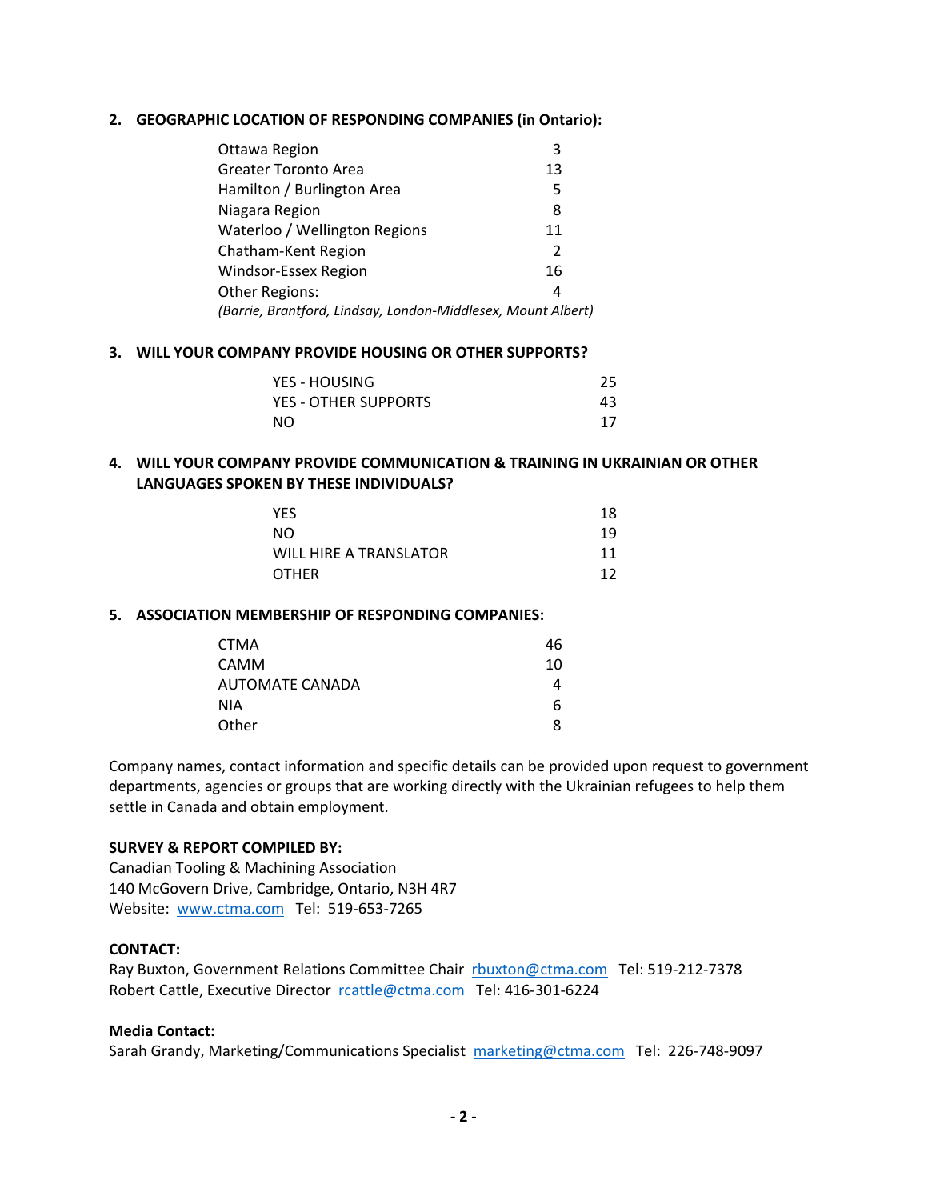**2. GEOGRAPHIC LOCATION OF RESPONDING COMPANIES (in Ontario):**

| | |
|---|---|
| Ottawa Region | 3 |
| Greater Toronto Area | 13 |
| Hamilton / Burlington Area | 5 |
| Niagara Region | 8 |
| Waterloo / Wellington Regions | 11 |
| Chatham-Kent Region | 2 |
| Windsor-Essex Region | 16 |
| Other Regions: | 4 |

*(Barrie, Brantford, Lindsay, London-Middlesex, Mount Albert)*

**3. WILL YOUR COMPANY PROVIDE HOUSING OR OTHER SUPPORTS?**

| | |
|---|---|
| YES - HOUSING | 25 |
| YES - OTHER SUPPORTS | 43 |
| NO | 17 |

**4. WILL YOUR COMPANY PROVIDE COMMUNICATION & TRAINING IN UKRAINIAN OR OTHER LANGUAGES SPOKEN BY THESE INDIVIDUALS?**

| | |
|---|---|
| YES | 18 |
| NO | 19 |
| WILL HIRE A TRANSLATOR | 11 |
| OTHER | 12 |

**5. ASSOCIATION MEMBERSHIP OF RESPONDING COMPANIES:**

| | |
|---|---|
| CTMA | 46 |
| CAMM | 10 |
| AUTOMATE CANADA | 4 |
| NIA | 6 |
| Other | 8 |

Company names, contact information and specific details can be provided upon request to government departments, agencies or groups that are working directly with the Ukrainian refugees to help them settle in Canada and obtain employment.

**SURVEY & REPORT COMPILED BY:**
Canadian Tooling & Machining Association
140 McGovern Drive, Cambridge, Ontario, N3H 4R7
Website: www.ctma.com Tel: 519-653-7265

**CONTACT:**
Ray Buxton, Government Relations Committee Chair rbuxton@ctma.com Tel: 519-212-7378
Robert Cattle, Executive Director rcattle@ctma.com Tel: 416-301-6224

**Media Contact:**
Sarah Grandy, Marketing/Communications Specialist marketing@ctma.com Tel: 226-748-9097